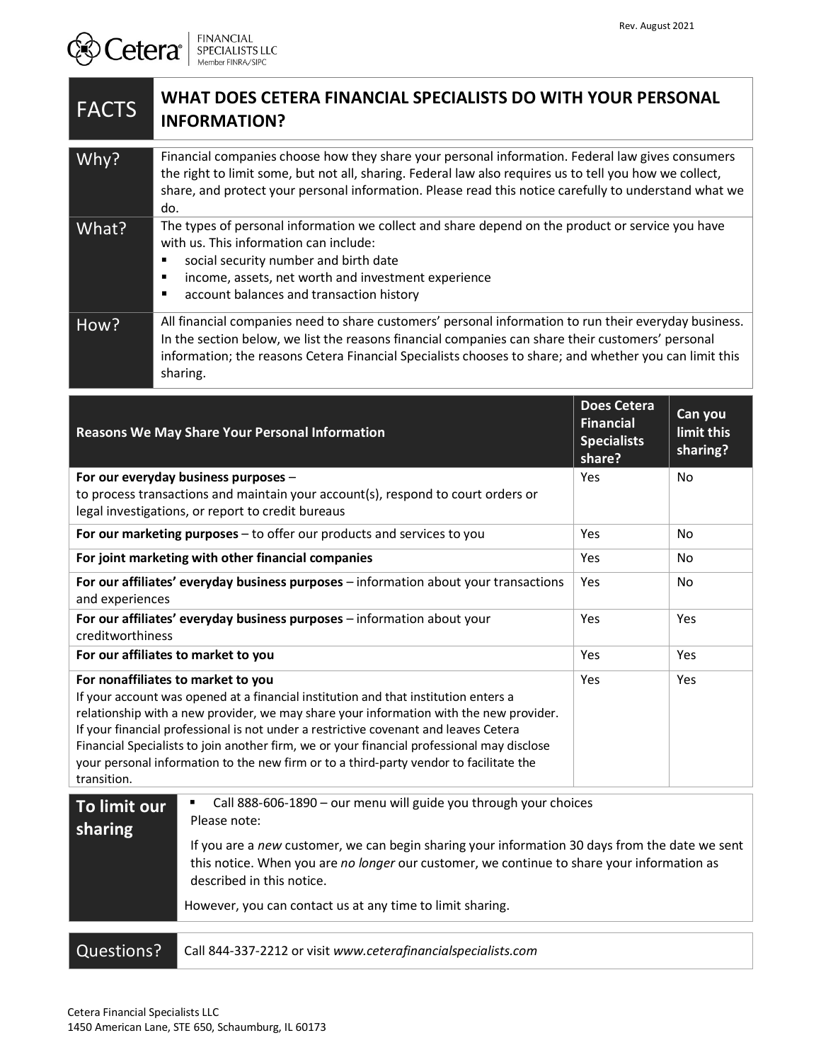Rev. August 2021

Cetera FINANCIAL SPECIALISTS LLC
Member FINRA/SIPC

| FACTS | WHAT DOES CETERA FINANCIAL SPECIALISTS DO WITH YOUR PERSONAL INFORMATION? |
|---|---|
| Why? | Financial companies choose how they share your personal information. Federal law gives consumers the right to limit some, but not all, sharing. Federal law also requires us to tell you how we collect, share, and protect your personal information. Please read this notice carefully to understand what we do. |
| What? | The types of personal information we collect and share depend on the product or service you have with us. This information can include:<br>▪ social security number and birth date<br>▪ income, assets, net worth and investment experience<br>▪ account balances and transaction history |
| How? | All financial companies need to share customers' personal information to run their everyday business. In the section below, we list the reasons financial companies can share their customers' personal information; the reasons Cetera Financial Specialists chooses to share; and whether you can limit this sharing. |

| Reasons We May Share Your Personal Information | Does Cetera Financial Specialists share? | Can you limit this sharing? |
|---|---|---|
| **For our everyday business purposes** – to process transactions and maintain your account(s), respond to court orders or legal investigations, or report to credit bureaus | Yes | No |
| **For our marketing purposes** – to offer our products and services to you | Yes | No |
| **For joint marketing with other financial companies** | Yes | No |
| **For our affiliates' everyday business purposes** – information about your transactions and experiences | Yes | No |
| **For our affiliates' everyday business purposes** – information about your creditworthiness | Yes | Yes |
| **For our affiliates to market to you** | Yes | Yes |
| **For nonaffiliates to market to you** If your account was opened at a financial institution and that institution enters a relationship with a new provider, we may share your information with the new provider. If your financial professional is not under a restrictive covenant and leaves Cetera Financial Specialists to join another firm, we or your financial professional may disclose your personal information to the new firm or to a third-party vendor to facilitate the transition. | Yes | Yes |

| To limit our sharing | ▪ Call 888-606-1890 – our menu will guide you through your choices<br>Please note:<br>If you are a *new* customer, we can begin sharing your information 30 days from the date we sent this notice. When you are *no longer* our customer, we continue to share your information as described in this notice.<br>However, you can contact us at any time to limit sharing. |
|---|---|
| Questions? | Call 844-337-2212 or visit *www.ceterafinancialspecialists.com* |

Cetera Financial Specialists LLC
1450 American Lane, STE 650, Schaumburg, IL 60173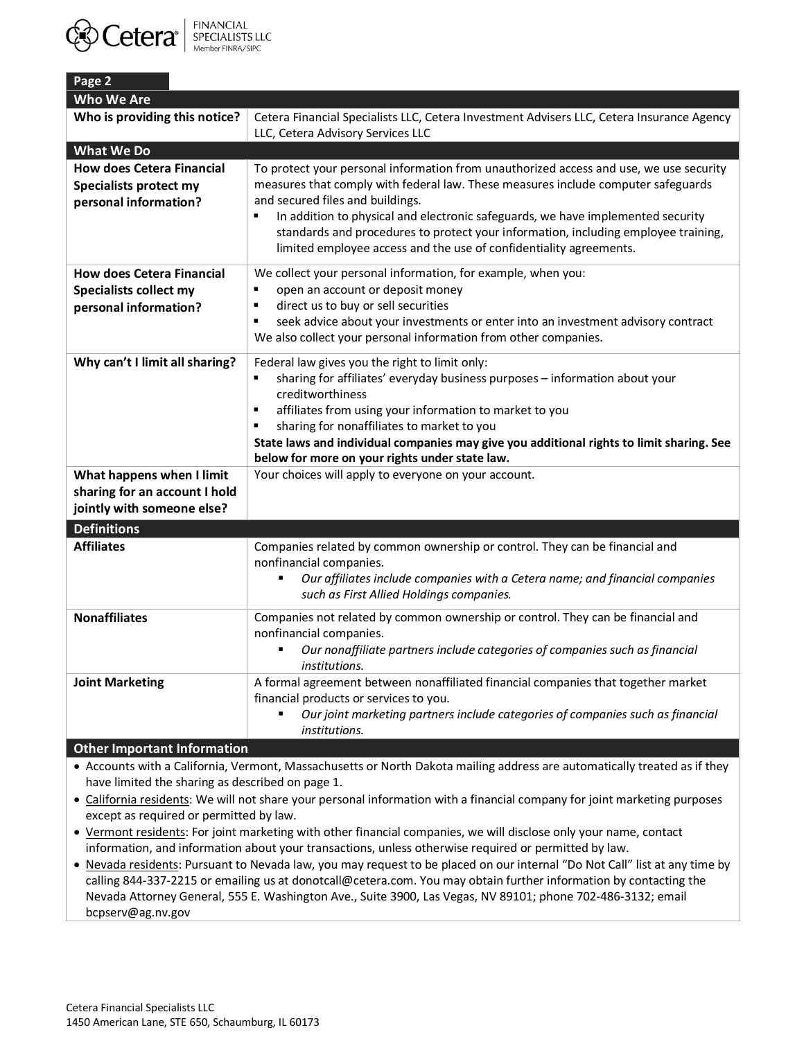**Page 2**

| Who We Are | |
|---|---|
| **Who is providing this notice?** | Cetera Financial Specialists LLC, Cetera Investment Advisers LLC, Cetera Insurance Agency LLC, Cetera Advisory Services LLC |
| **What We Do** | |
| **How does Cetera Financial Specialists protect my personal information?** | To protect your personal information from unauthorized access and use, we use security measures that comply with federal law. These measures include computer safeguards and secured files and buildings.<br>▪ In addition to physical and electronic safeguards, we have implemented security standards and procedures to protect your information, including employee training, limited employee access and the use of confidentiality agreements. |
| **How does Cetera Financial Specialists collect my personal information?** | We collect your personal information, for example, when you:<br>▪ open an account or deposit money<br>▪ direct us to buy or sell securities<br>▪ seek advice about your investments or enter into an investment advisory contract<br>We also collect your personal information from other companies. |
| **Why can't I limit all sharing?** | Federal law gives you the right to limit only:<br>▪ sharing for affiliates' everyday business purposes – information about your creditworthiness<br>▪ affiliates from using your information to market to you<br>▪ sharing for nonaffiliates to market to you<br>**State laws and individual companies may give you additional rights to limit sharing. See below for more on your rights under state law.** |
| **What happens when I limit sharing for an account I hold jointly with someone else?** | Your choices will apply to everyone on your account. |
| **Definitions** | |
| **Affiliates** | Companies related by common ownership or control. They can be financial and nonfinancial companies.<br>▪ *Our affiliates include companies with a Cetera name; and financial companies such as First Allied Holdings companies.* |
| **Nonaffiliates** | Companies not related by common ownership or control. They can be financial and nonfinancial companies.<br>▪ *Our nonaffiliate partners include categories of companies such as financial institutions.* |
| **Joint Marketing** | A formal agreement between nonaffiliated financial companies that together market financial products or services to you.<br>▪ *Our joint marketing partners include categories of companies such as financial institutions.* |

## Other Important Information

- Accounts with a California, Vermont, Massachusetts or North Dakota mailing address are automatically treated as if they have limited the sharing as described on page 1.
- California residents: We will not share your personal information with a financial company for joint marketing purposes except as required or permitted by law.
- Vermont residents: For joint marketing with other financial companies, we will disclose only your name, contact information, and information about your transactions, unless otherwise required or permitted by law.
- Nevada residents: Pursuant to Nevada law, you may request to be placed on our internal "Do Not Call" list at any time by calling 844-337-2215 or emailing us at donotcall@cetera.com. You may obtain further information by contacting the Nevada Attorney General, 555 E. Washington Ave., Suite 3900, Las Vegas, NV 89101; phone 702-486-3132; email bcpserv@ag.nv.gov

Cetera Financial Specialists LLC
1450 American Lane, STE 650, Schaumburg, IL 60173